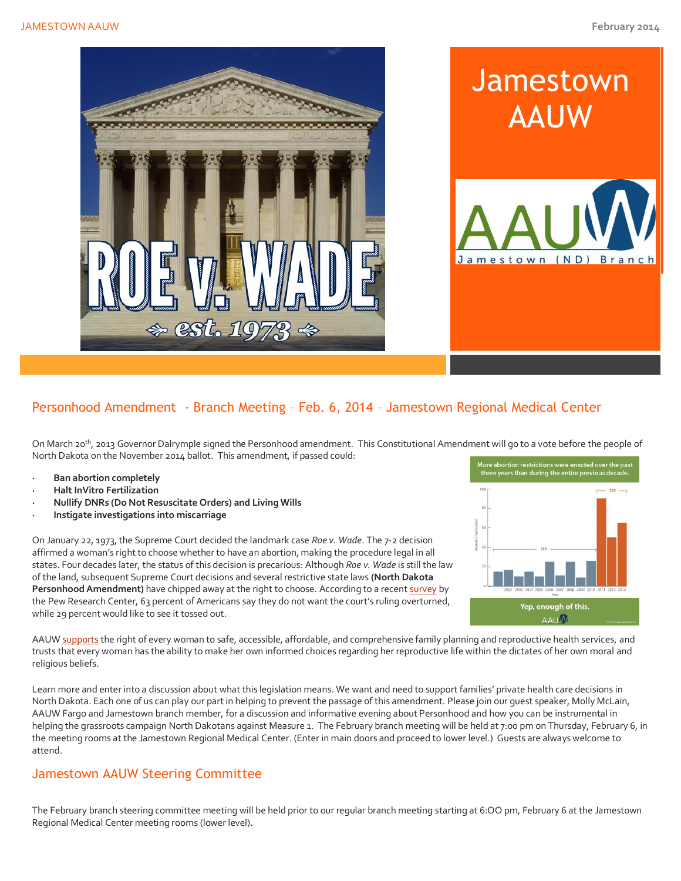# Jamestown AAUW

AAUW Jamestown (ND) Branch

ROE v. WADE est. 1973

## Personhood Amendment - Branch Meeting – Feb. 6, 2014 – Jamestown Regional Medical Center

On March 20th, 2013 Governor Dalrymple signed the Personhood amendment. This Constitutional Amendment will go to a vote before the people of North Dakota on the November 2014 ballot. This amendment, if passed could:

- **Ban abortion completely**
- **Halt InVitro Fertilization**
- **Nullify DNRs (Do Not Resuscitate Orders) and Living Wills**
- **Instigate investigations into miscarriage**

On January 22, 1973, the Supreme Court decided the landmark case *Roe v. Wade*. The 7-2 decision affirmed a woman's right to choose whether to have an abortion, making the procedure legal in all states. Four decades later, the status of this decision is precarious: Although *Roe v. Wade* is still the law of the land, subsequent Supreme Court decisions and several restrictive state laws **(North Dakota Personhood Amendment)** have chipped away at the right to choose. According to a recent survey by the Pew Research Center, 63 percent of Americans say they do not want the court's ruling overturned, while 29 percent would like to see it tossed out.

More abortion restrictions were enacted over the past three years than during the entire previous decade.

205

189

2002 2003 2004 2005 2006 2007 2008 2009 2010 2011 2012 2013

Yep, enough of this.

AAUW

AAUW supports the right of every woman to safe, accessible, affordable, and comprehensive family planning and reproductive health services, and trusts that every woman has the ability to make her own informed choices regarding her reproductive life within the dictates of her own moral and religious beliefs.

Learn more and enter into a discussion about what this legislation means. We want and need to support families' private health care decisions in North Dakota. Each one of us can play our part in helping to prevent the passage of this amendment. Please join our guest speaker, Molly McLain, AAUW Fargo and Jamestown branch member, for a discussion and informative evening about Personhood and how you can be instrumental in helping the grassroots campaign North Dakotans against Measure 1. The February branch meeting will be held at 7:00 pm on Thursday, February 6, in the meeting rooms at the Jamestown Regional Medical Center. (Enter in main doors and proceed to lower level.) Guests are always welcome to attend.

## Jamestown AAUW Steering Committee

The February branch steering committee meeting will be held prior to our regular branch meeting starting at 6:00 pm, February 6 at the Jamestown Regional Medical Center meeting rooms (lower level).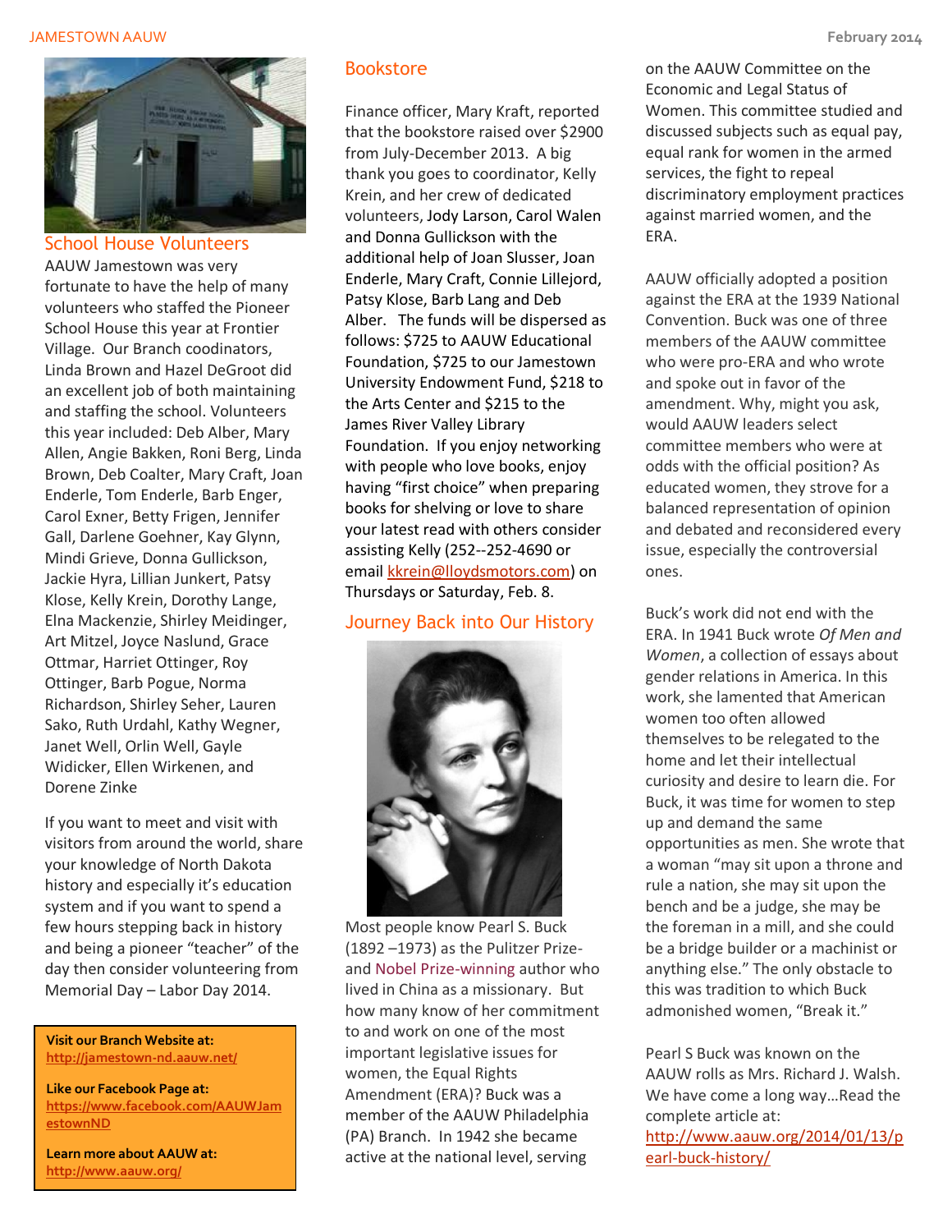## School House Volunteers

AAUW Jamestown was very fortunate to have the help of many volunteers who staffed the Pioneer School House this year at Frontier Village. Our Branch coodinators, Linda Brown and Hazel DeGroot did an excellent job of both maintaining and staffing the school. Volunteers this year included: Deb Alber, Mary Allen, Angie Bakken, Roni Berg, Linda Brown, Deb Coalter, Mary Craft, Joan Enderle, Tom Enderle, Barb Enger, Carol Exner, Betty Frigen, Jennifer Gall, Darlene Goehner, Kay Glynn, Mindi Grieve, Donna Gullickson, Jackie Hyra, Lillian Junkert, Patsy Klose, Kelly Krein, Dorothy Lange, Elna Mackenzie, Shirley Meidinger, Art Mitzel, Joyce Naslund, Grace Ottmar, Harriet Ottinger, Roy Ottinger, Barb Pogue, Norma Richardson, Shirley Seher, Lauren Sako, Ruth Urdahl, Kathy Wegner, Janet Well, Orlin Well, Gayle Widicker, Ellen Wirkenen, and Dorene Zinke

If you want to meet and visit with visitors from around the world, share your knowledge of North Dakota history and especially it's education system and if you want to spend a few hours stepping back in history and being a pioneer "teacher" of the day then consider volunteering from Memorial Day – Labor Day 2014.

**Visit our Branch Website at:**
**http://jamestown-nd.aauw.net/**

**Like our Facebook Page at:**
**https://www.facebook.com/AAUWJamestownND**

**Learn more about AAUW at:**
**http://www.aauw.org/**

## Bookstore

Finance officer, Mary Kraft, reported that the bookstore raised over $2900 from July-December 2013. A big thank you goes to coordinator, Kelly Krein, and her crew of dedicated volunteers, Jody Larson, Carol Walen and Donna Gullickson with the additional help of Joan Slusser, Joan Enderle, Mary Craft, Connie Lillejord, Patsy Klose, Barb Lang and Deb Alber. The funds will be dispersed as follows: $725 to AAUW Educational Foundation, $725 to our Jamestown University Endowment Fund, $218 to the Arts Center and $215 to the James River Valley Library Foundation. If you enjoy networking with people who love books, enjoy having "first choice" when preparing books for shelving or love to share your latest read with others consider assisting Kelly (252--252-4690 or email kkrein@lloydsmotors.com) on Thursdays or Saturday, Feb. 8.

## Journey Back into Our History

Most people know Pearl S. Buck (1892 –1973) as the Pulitzer Prize-and Nobel Prize-winning author who lived in China as a missionary. But how many know of her commitment to and work on one of the most important legislative issues for women, the Equal Rights Amendment (ERA)? Buck was a member of the AAUW Philadelphia (PA) Branch. In 1942 she became active at the national level, serving on the AAUW Committee on the Economic and Legal Status of Women. This committee studied and discussed subjects such as equal pay, equal rank for women in the armed services, the fight to repeal discriminatory employment practices against married women, and the ERA.

AAUW officially adopted a position against the ERA at the 1939 National Convention. Buck was one of three members of the AAUW committee who were pro-ERA and who wrote and spoke out in favor of the amendment. Why, might you ask, would AAUW leaders select committee members who were at odds with the official position? As educated women, they strove for a balanced representation of opinion and debated and reconsidered every issue, especially the controversial ones.

Buck's work did not end with the ERA. In 1941 Buck wrote *Of Men and Women*, a collection of essays about gender relations in America. In this work, she lamented that American women too often allowed themselves to be relegated to the home and let their intellectual curiosity and desire to learn die. For Buck, it was time for women to step up and demand the same opportunities as men. She wrote that a woman "may sit upon a throne and rule a nation, she may sit upon the bench and be a judge, she may be the foreman in a mill, and she could be a bridge builder or a machinist or anything else." The only obstacle to this was tradition to which Buck admonished women, "Break it."

Pearl S Buck was known on the AAUW rolls as Mrs. Richard J. Walsh. We have come a long way…Read the complete article at: http://www.aauw.org/2014/01/13/pearl-buck-history/